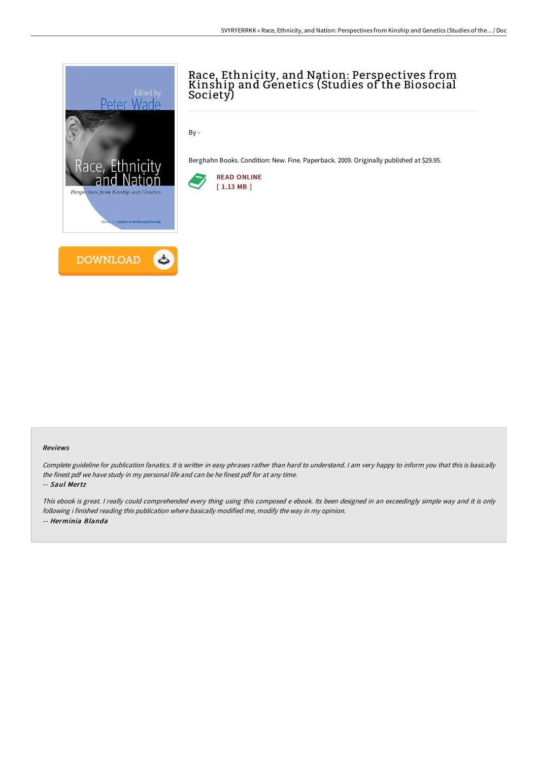# Race, Ethnicity, and Nation: Perspectives from Kinship and Genetics (Studies of the Biosocial Society)

By -

Berghahn Books. Condition: New. Fine. Paperback. 2009. Originally published at $29.95.

READ ONLINE
[ 1.13 MB ]

DOWNLOAD

### Reviews

*Complete guideline for publication fanatics. It is writter in easy phrases rather than hard to understand. I am very happy to inform you that this is basically the finest pdf we have study in my personal life and can be he finest pdf for at any time.*

*-- **Saul Mertz***

*This ebook is great. I really could comprehended every thing using this composed e ebook. Its been designed in an exceedingly simple way and it is only following i finished reading this publication where basically modified me, modify the way in my opinion.*

*-- **Herminia Blanda***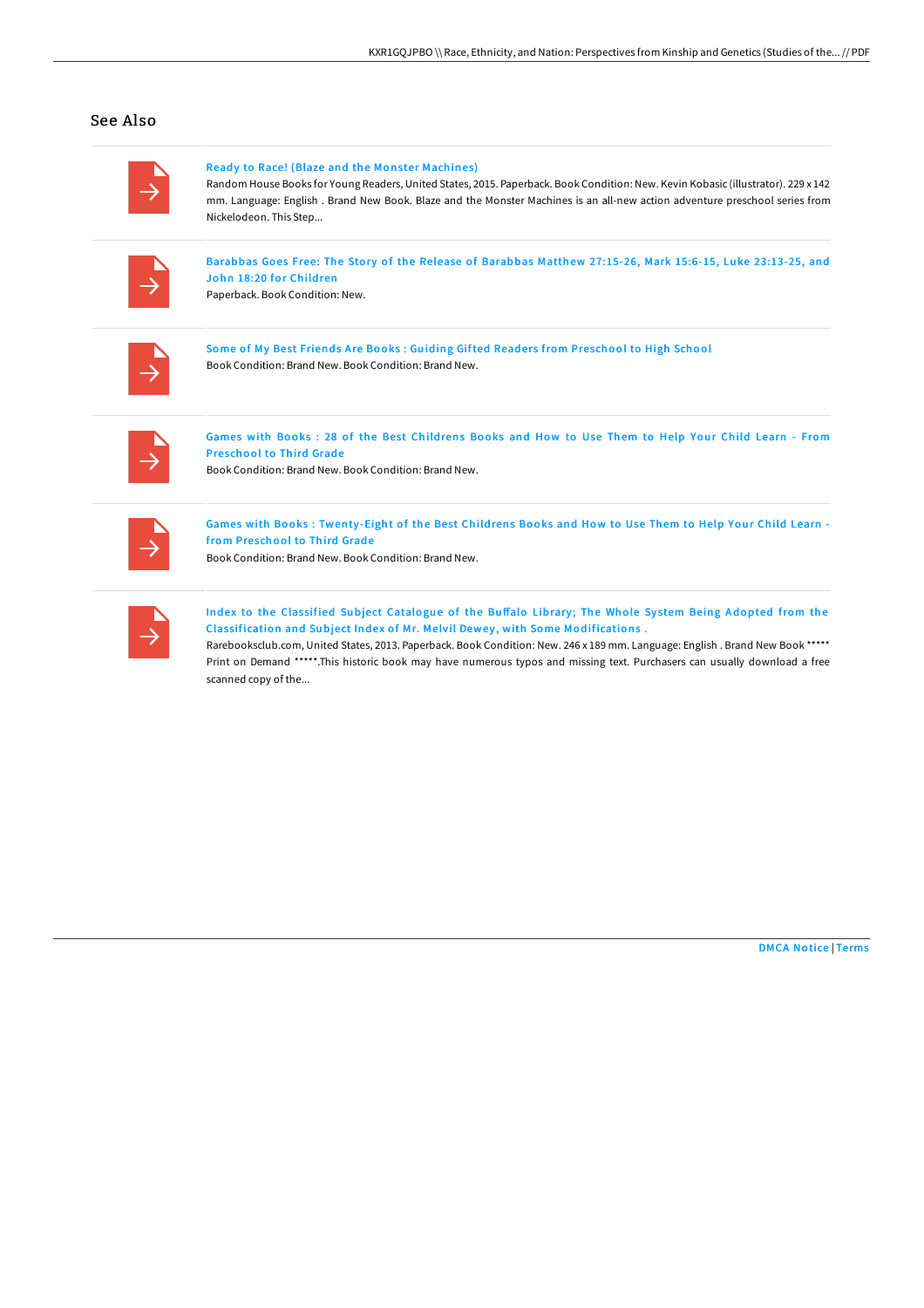## See Also

**Ready to Race! (Blaze and the Monster Machines)**

Random House Books for Young Readers, United States, 2015. Paperback. Book Condition: New. Kevin Kobasic (illustrator). 229 x 142 mm. Language: English . Brand New Book. Blaze and the Monster Machines is an all-new action adventure preschool series from Nickelodeon. This Step...

**Barabbas Goes Free: The Story of the Release of Barabbas Matthew 27:15-26, Mark 15:6-15, Luke 23:13-25, and John 18:20 for Children**

Paperback. Book Condition: New.

**Some of My Best Friends Are Books : Guiding Gifted Readers from Preschool to High School**

Book Condition: Brand New. Book Condition: Brand New.

**Games with Books : 28 of the Best Childrens Books and How to Use Them to Help Your Child Learn - From Preschool to Third Grade**

Book Condition: Brand New. Book Condition: Brand New.

**Games with Books : Twenty-Eight of the Best Childrens Books and How to Use Them to Help Your Child Learn - from Preschool to Third Grade**

Book Condition: Brand New. Book Condition: Brand New.

**Index to the Classified Subject Catalogue of the Buffalo Library; The Whole System Being Adopted from the Classification and Subject Index of Mr. Melvil Dewey, with Some Modifications .**

Rarebooksclub.com, United States, 2013. Paperback. Book Condition: New. 246 x 189 mm. Language: English . Brand New Book ***** Print on Demand *****.This historic book may have numerous typos and missing text. Purchasers can usually download a free scanned copy of the...